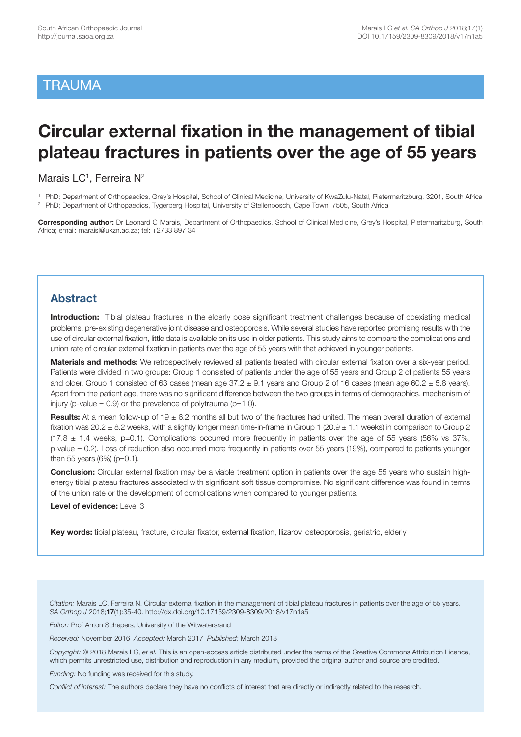# TRAUMA

# Circular external fixation in the management of tibial plateau fractures in patients over the age of 55 years

Marais LC[1], Ferreira N[2]

[1] PhD; Department of Orthopaedics, Grey's Hospital, School of Clinical Medicine, University of KwaZulu-Natal, Pietermaritzburg, 3201, South Africa
[2] PhD; Department of Orthopaedics, Tygerberg Hospital, University of Stellenbosch, Cape Town, 7505, South Africa

**Corresponding author:** Dr Leonard C Marais, Department of Orthopaedics, School of Clinical Medicine, Grey's Hospital, Pietermaritzburg, South Africa; email: maraisl@ukzn.ac.za; tel: +2733 897 34

## Abstract

**Introduction:** Tibial plateau fractures in the elderly pose significant treatment challenges because of coexisting medical problems, pre-existing degenerative joint disease and osteoporosis. While several studies have reported promising results with the use of circular external fixation, little data is available on its use in older patients. This study aims to compare the complications and union rate of circular external fixation in patients over the age of 55 years with that achieved in younger patients.

**Materials and methods:** We retrospectively reviewed all patients treated with circular external fixation over a six-year period. Patients were divided in two groups: Group 1 consisted of patients under the age of 55 years and Group 2 of patients 55 years and older. Group 1 consisted of 63 cases (mean age 37.2 ± 9.1 years and Group 2 of 16 cases (mean age 60.2 ± 5.8 years). Apart from the patient age, there was no significant difference between the two groups in terms of demographics, mechanism of injury (p-value = 0.9) or the prevalence of polytrauma (p=1.0).

**Results:** At a mean follow-up of 19 ± 6.2 months all but two of the fractures had united. The mean overall duration of external fixation was 20.2 ± 8.2 weeks, with a slightly longer mean time-in-frame in Group 1 (20.9 ± 1.1 weeks) in comparison to Group 2 (17.8 ± 1.4 weeks, p=0.1). Complications occurred more frequently in patients over the age of 55 years (56% vs 37%, p-value = 0.2). Loss of reduction also occurred more frequently in patients over 55 years (19%), compared to patients younger than 55 years (6%) (p=0.1).

**Conclusion:** Circular external fixation may be a viable treatment option in patients over the age 55 years who sustain high-energy tibial plateau fractures associated with significant soft tissue compromise. No significant difference was found in terms of the union rate or the development of complications when compared to younger patients.

**Level of evidence:** Level 3

**Key words:** tibial plateau, fracture, circular fixator, external fixation, Ilizarov, osteoporosis, geriatric, elderly

*Citation:* Marais LC, Ferreira N. Circular external fixation in the management of tibial plateau fractures in patients over the age of 55 years. *SA Orthop J* 2018;**17**(1):35-40. http://dx.doi.org/10.17159/2309-8309/2018/v17n1a5

*Editor:* Prof Anton Schepers, University of the Witwatersrand

*Received:* November 2016 *Accepted:* March 2017 *Published:* March 2018

*Copyright:* © 2018 Marais LC, *et al.* This is an open-access article distributed under the terms of the Creative Commons Attribution Licence, which permits unrestricted use, distribution and reproduction in any medium, provided the original author and source are credited.

*Funding:* No funding was received for this study.

*Conflict of interest:* The authors declare they have no conflicts of interest that are directly or indirectly related to the research.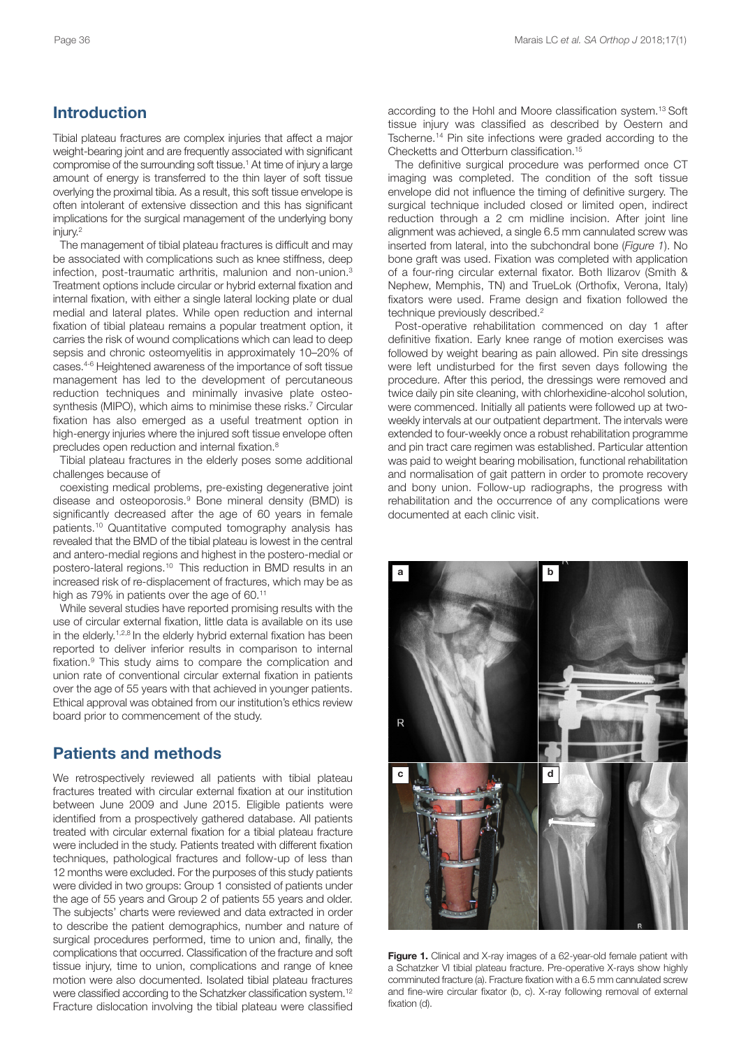## Introduction

Tibial plateau fractures are complex injuries that affect a major weight-bearing joint and are frequently associated with significant compromise of the surrounding soft tissue.[1] At time of injury a large amount of energy is transferred to the thin layer of soft tissue overlying the proximal tibia. As a result, this soft tissue envelope is often intolerant of extensive dissection and this has significant implications for the surgical management of the underlying bony injury.[2]

The management of tibial plateau fractures is difficult and may be associated with complications such as knee stiffness, deep infection, post-traumatic arthritis, malunion and non-union.[3] Treatment options include circular or hybrid external fixation and internal fixation, with either a single lateral locking plate or dual medial and lateral plates. While open reduction and internal fixation of tibial plateau remains a popular treatment option, it carries the risk of wound complications which can lead to deep sepsis and chronic osteomyelitis in approximately 10–20% of cases.[4-6] Heightened awareness of the importance of soft tissue management has led to the development of percutaneous reduction techniques and minimally invasive plate osteosynthesis (MIPO), which aims to minimise these risks.[7] Circular fixation has also emerged as a useful treatment option in high-energy injuries where the injured soft tissue envelope often precludes open reduction and internal fixation.[8]

Tibial plateau fractures in the elderly poses some additional challenges because of

coexisting medical problems, pre-existing degenerative joint disease and osteoporosis.[9] Bone mineral density (BMD) is significantly decreased after the age of 60 years in female patients.[10] Quantitative computed tomography analysis has revealed that the BMD of the tibial plateau is lowest in the central and antero-medial regions and highest in the postero-medial or postero-lateral regions.[10] This reduction in BMD results in an increased risk of re-displacement of fractures, which may be as high as 79% in patients over the age of 60.[11]

While several studies have reported promising results with the use of circular external fixation, little data is available on its use in the elderly.[1,2,8] In the elderly hybrid external fixation has been reported to deliver inferior results in comparison to internal fixation.[9] This study aims to compare the complication and union rate of conventional circular external fixation in patients over the age of 55 years with that achieved in younger patients. Ethical approval was obtained from our institution's ethics review board prior to commencement of the study.

## Patients and methods

We retrospectively reviewed all patients with tibial plateau fractures treated with circular external fixation at our institution between June 2009 and June 2015. Eligible patients were identified from a prospectively gathered database. All patients treated with circular external fixation for a tibial plateau fracture were included in the study. Patients treated with different fixation techniques, pathological fractures and follow-up of less than 12 months were excluded. For the purposes of this study patients were divided in two groups: Group 1 consisted of patients under the age of 55 years and Group 2 of patients 55 years and older. The subjects' charts were reviewed and data extracted in order to describe the patient demographics, number and nature of surgical procedures performed, time to union and, finally, the complications that occurred. Classification of the fracture and soft tissue injury, time to union, complications and range of knee motion were also documented. Isolated tibial plateau fractures were classified according to the Schatzker classification system.[12] Fracture dislocation involving the tibial plateau were classified according to the Hohl and Moore classification system.[13] Soft tissue injury was classified as described by Oestern and Tscherne.[14] Pin site infections were graded according to the Checketts and Otterburn classification.[15]

The definitive surgical procedure was performed once CT imaging was completed. The condition of the soft tissue envelope did not influence the timing of definitive surgery. The surgical technique included closed or limited open, indirect reduction through a 2 cm midline incision. After joint line alignment was achieved, a single 6.5 mm cannulated screw was inserted from lateral, into the subchondral bone (*Figure 1*). No bone graft was used. Fixation was completed with application of a four-ring circular external fixator. Both Ilizarov (Smith & Nephew, Memphis, TN) and TrueLok (Orthofix, Verona, Italy) fixators were used. Frame design and fixation followed the technique previously described.[2]

Post-operative rehabilitation commenced on day 1 after definitive fixation. Early knee range of motion exercises was followed by weight bearing as pain allowed. Pin site dressings were left undisturbed for the first seven days following the procedure. After this period, the dressings were removed and twice daily pin site cleaning, with chlorhexidine-alcohol solution, were commenced. Initially all patients were followed up at two-weekly intervals at our outpatient department. The intervals were extended to four-weekly once a robust rehabilitation programme and pin tract care regimen was established. Particular attention was paid to weight bearing mobilisation, functional rehabilitation and normalisation of gait pattern in order to promote recovery and bony union. Follow-up radiographs, the progress with rehabilitation and the occurrence of any complications were documented at each clinic visit.

**Figure 1.** Clinical and X-ray images of a 62-year-old female patient with a Schatzker VI tibial plateau fracture. Pre-operative X-rays show highly comminuted fracture (a). Fracture fixation with a 6.5 mm cannulated screw and fine-wire circular fixator (b, c). X-ray following removal of external fixation (d).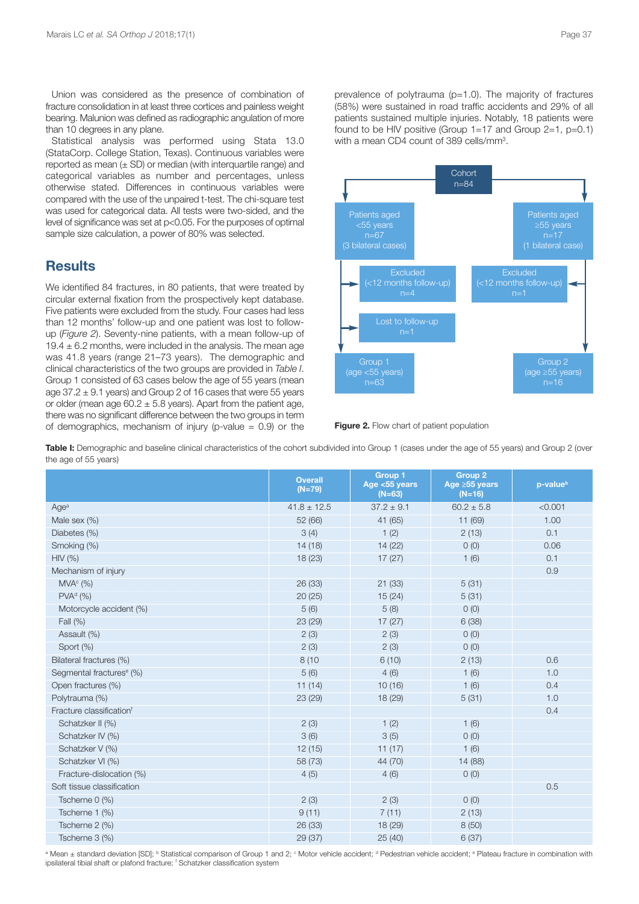Union was considered as the presence of combination of fracture consolidation in at least three cortices and painless weight bearing. Malunion was defined as radiographic angulation of more than 10 degrees in any plane.

Statistical analysis was performed using Stata 13.0 (StataCorp. College Station, Texas). Continuous variables were reported as mean (± SD) or median (with interquartile range) and categorical variables as number and percentages, unless otherwise stated. Differences in continuous variables were compared with the use of the unpaired t-test. The chi-square test was used for categorical data. All tests were two-sided, and the level of significance was set at $p<0.05$. For the purposes of optimal sample size calculation, a power of 80% was selected.

## Results

We identified 84 fractures, in 80 patients, that were treated by circular external fixation from the prospectively kept database. Five patients were excluded from the study. Four cases had less than 12 months' follow-up and one patient was lost to follow-up (*Figure 2*). Seventy-nine patients, with a mean follow-up of 19.4 ± 6.2 months, were included in the analysis. The mean age was 41.8 years (range 21–73 years). The demographic and clinical characteristics of the two groups are provided in *Table I*. Group 1 consisted of 63 cases below the age of 55 years (mean age 37.2 ± 9.1 years) and Group 2 of 16 cases that were 55 years or older (mean age 60.2 ± 5.8 years). Apart from the patient age, there was no significant difference between the two groups in term of demographics, mechanism of injury (p-value = 0.9) or the prevalence of polytrauma (p=1.0). The majority of fractures (58%) were sustained in road traffic accidents and 29% of all patients sustained multiple injuries. Notably, 18 patients were found to be HIV positive (Group 1=17 and Group 2=1, p=0.1) with a mean CD4 count of 389 cells/mm³.

Cohort n=84

Patients aged <55 years n=67 (3 bilateral cases) | Patients aged ≥55 years n=17 (1 bilateral case)

Excluded (<12 months follow-up) n=4 | Excluded (<12 months follow-up) n=1

Lost to follow-up n=1

Group 1 (age <55 years) n=63 | Group 2 (age ≥55 years) n=16

**Figure 2.** Flow chart of patient population

**Table I:** Demographic and baseline clinical characteristics of the cohort subdivided into Group 1 (cases under the age of 55 years) and Group 2 (over the age of 55 years)

| | Overall (N=79) | Group 1 Age <55 years (N=63) | Group 2 Age ≥55 years (N=16) | p-value[b] |
|---|---|---|---|---|
| Age[a] | 41.8 ± 12.5 | 37.2 ± 9.1 | 60.2 ± 5.8 | <0.001 |
| Male sex (%) | 52 (66) | 41 (65) | 11 (69) | 1.00 |
| Diabetes (%) | 3 (4) | 1 (2) | 2 (13) | 0.1 |
| Smoking (%) | 14 (18) | 14 (22) | 0 (0) | 0.06 |
| HIV (%) | 18 (23) | 17 (27) | 1 (6) | 0.1 |
| Mechanism of injury | | | | 0.9 |
| MVA[c] (%) | 26 (33) | 21 (33) | 5 (31) | |
| PVA[d] (%) | 20 (25) | 15 (24) | 5 (31) | |
| Motorcycle accident (%) | 5 (6) | 5 (8) | 0 (0) | |
| Fall (%) | 23 (29) | 17 (27) | 6 (38) | |
| Assault (%) | 2 (3) | 2 (3) | 0 (0) | |
| Sport (%) | 2 (3) | 2 (3) | 0 (0) | |
| Bilateral fractures (%) | 8 (10 | 6 (10) | 2 (13) | 0.6 |
| Segmental fractures[e] (%) | 5 (6) | 4 (6) | 1 (6) | 1.0 |
| Open fractures (%) | 11 (14) | 10 (16) | 1 (6) | 0.4 |
| Polytrauma (%) | 23 (29) | 18 (29) | 5 (31) | 1.0 |
| Fracture classification[f] | | | | 0.4 |
| Schatzker II (%) | 2 (3) | 1 (2) | 1 (6) | |
| Schatzker IV (%) | 3 (6) | 3 (5) | 0 (0) | |
| Schatzker V (%) | 12 (15) | 11 (17) | 1 (6) | |
| Schatzker VI (%) | 58 (73) | 44 (70) | 14 (88) | |
| Fracture-dislocation (%) | 4 (5) | 4 (6) | 0 (0) | |
| Soft tissue classification | | | | 0.5 |
| Tscherne 0 (%) | 2 (3) | 2 (3) | 0 (0) | |
| Tscherne 1 (%) | 9 (11) | 7 (11) | 2 (13) | |
| Tscherne 2 (%) | 26 (33) | 18 (29) | 8 (50) | |
| Tscherne 3 (%) | 29 (37) | 25 (40) | 6 (37) | |

[a] Mean ± standard deviation [SD]; [b] Statistical comparison of Group 1 and 2; [c] Motor vehicle accident; [d] Pedestrian vehicle accident; [e] Plateau fracture in combination with ipsilateral tibial shaft or plafond fracture; [f] Schatzker classification system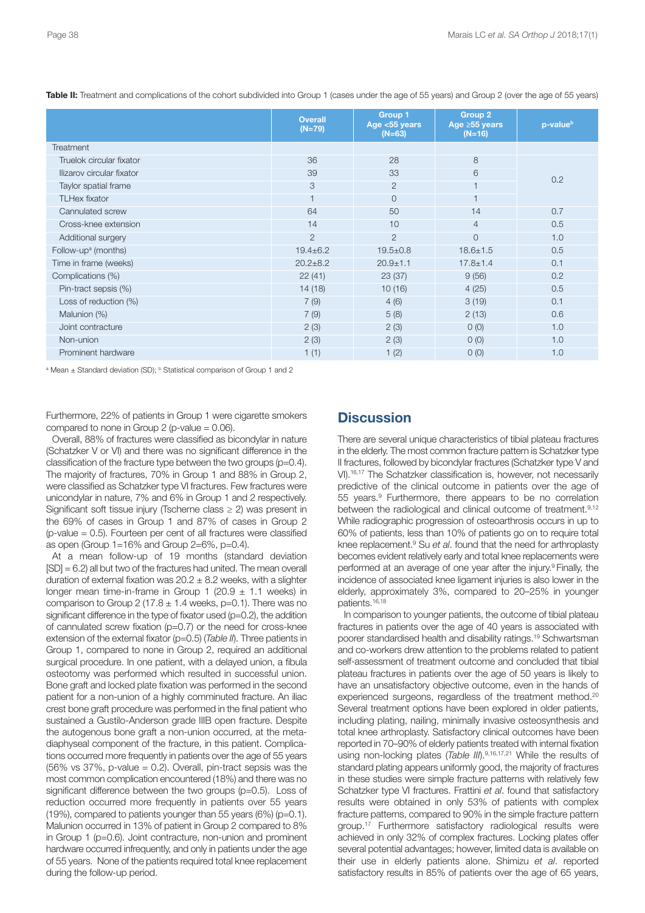**Table II:** Treatment and complications of the cohort subdivided into Group 1 (cases under the age of 55 years) and Group 2 (over the age of 55 years)

| | Overall (N=79) | Group 1 Age <55 years (N=63) | Group 2 Age ≥55 years (N=16) | p-value[b] |
|---|---|---|---|---|
| Treatment | | | | |
| Truelok circular fixator | 36 | 28 | 8 | 0.2 |
| Ilizarov circular fixator | 39 | 33 | 6 | |
| Taylor spatial frame | 3 | 2 | 1 | |
| TLHex fixator | 1 | 0 | 1 | |
| Cannulated screw | 64 | 50 | 14 | 0.7 |
| Cross-knee extension | 14 | 10 | 4 | 0.5 |
| Additional surgery | 2 | 2 | 0 | 1.0 |
| Follow-up[a] (months) | 19.4±6.2 | 19.5±0.8 | 18.6±1.5 | 0.5 |
| Time in frame (weeks) | 20.2±8.2 | 20.9±1.1 | 17.8±1.4 | 0.1 |
| Complications (%) | 22 (41) | 23 (37) | 9 (56) | 0.2 |
| Pin-tract sepsis (%) | 14 (18) | 10 (16) | 4 (25) | 0.5 |
| Loss of reduction (%) | 7 (9) | 4 (6) | 3 (19) | 0.1 |
| Malunion (%) | 7 (9) | 5 (8) | 2 (13) | 0.6 |
| Joint contracture | 2 (3) | 2 (3) | 0 (0) | 1.0 |
| Non-union | 2 (3) | 2 (3) | 0 (0) | 1.0 |
| Prominent hardware | 1 (1) | 1 (2) | 0 (0) | 1.0 |

[a] Mean ± Standard deviation (SD); [b] Statistical comparison of Group 1 and 2

Furthermore, 22% of patients in Group 1 were cigarette smokers compared to none in Group 2 (p-value = 0.06).

Overall, 88% of fractures were classified as bicondylar in nature (Schatzker V or VI) and there was no significant difference in the classification of the fracture type between the two groups (p=0.4). The majority of fractures, 70% in Group 1 and 88% in Group 2, were classified as Schatzker type VI fractures. Few fractures were unicondylar in nature, 7% and 6% in Group 1 and 2 respectively. Significant soft tissue injury (Tscherne class ≥ 2) was present in the 69% of cases in Group 1 and 87% of cases in Group 2 (p-value = 0.5). Fourteen per cent of all fractures were classified as open (Group 1=16% and Group 2=6%, p=0.4).

At a mean follow-up of 19 months (standard deviation [SD] = 6.2) all but two of the fractures had united. The mean overall duration of external fixation was 20.2 ± 8.2 weeks, with a slighter longer mean time-in-frame in Group 1 (20.9 ± 1.1 weeks) in comparison to Group 2 (17.8 ± 1.4 weeks, p=0.1). There was no significant difference in the type of fixator used (p=0.2), the addition of cannulated screw fixation (p=0.7) or the need for cross-knee extension of the external fixator (p=0.5) (*Table II*). Three patients in Group 1, compared to none in Group 2, required an additional surgical procedure. In one patient, with a delayed union, a fibula osteotomy was performed which resulted in successful union. Bone graft and locked plate fixation was performed in the second patient for a non-union of a highly comminuted fracture. An iliac crest bone graft procedure was performed in the final patient who sustained a Gustilo-Anderson grade IIIB open fracture. Despite the autogenous bone graft a non-union occurred, at the meta-diaphyseal component of the fracture, in this patient. Complications occurred more frequently in patients over the age of 55 years (56% vs 37%, p-value = 0.2). Overall, pin-tract sepsis was the most common complication encountered (18%) and there was no significant difference between the two groups (p=0.5). Loss of reduction occurred more frequently in patients over 55 years (19%), compared to patients younger than 55 years (6%) (p=0.1). Malunion occurred in 13% of patient in Group 2 compared to 8% in Group 1 (p=0.6). Joint contracture, non-union and prominent hardware occurred infrequently, and only in patients under the age of 55 years. None of the patients required total knee replacement during the follow-up period.

## Discussion

There are several unique characteristics of tibial plateau fractures in the elderly. The most common fracture pattern is Schatzker type II fractures, followed by bicondylar fractures (Schatzker type V and VI).[16,17] The Schatzker classification is, however, not necessarily predictive of the clinical outcome in patients over the age of 55 years.[9] Furthermore, there appears to be no correlation between the radiological and clinical outcome of treatment.[9,12] While radiographic progression of osteoarthrosis occurs in up to 60% of patients, less than 10% of patients go on to require total knee replacement.[9] Su *et al*. found that the need for arthroplasty becomes evident relatively early and total knee replacements were performed at an average of one year after the injury.[9] Finally, the incidence of associated knee ligament injuries is also lower in the elderly, approximately 3%, compared to 20–25% in younger patients.[16,18]

In comparison to younger patients, the outcome of tibial plateau fractures in patients over the age of 40 years is associated with poorer standardised health and disability ratings.[19] Schwartsman and co-workers drew attention to the problems related to patient self-assessment of treatment outcome and concluded that tibial plateau fractures in patients over the age of 50 years is likely to have an unsatisfactory objective outcome, even in the hands of experienced surgeons, regardless of the treatment method.[20] Several treatment options have been explored in older patients, including plating, nailing, minimally invasive osteosynthesis and total knee arthroplasty. Satisfactory clinical outcomes have been reported in 70–90% of elderly patients treated with internal fixation using non-locking plates (*Table III*).[9,16,17,21] While the results of standard plating appears uniformly good, the majority of fractures in these studies were simple fracture patterns with relatively few Schatzker type VI fractures. Frattini *et al*. found that satisfactory results were obtained in only 53% of patients with complex fracture patterns, compared to 90% in the simple fracture pattern group.[17] Furthermore satisfactory radiological results were achieved in only 32% of complex fractures. Locking plates offer several potential advantages; however, limited data is available on their use in elderly patients alone. Shimizu *et al*. reported satisfactory results in 85% of patients over the age of 65 years,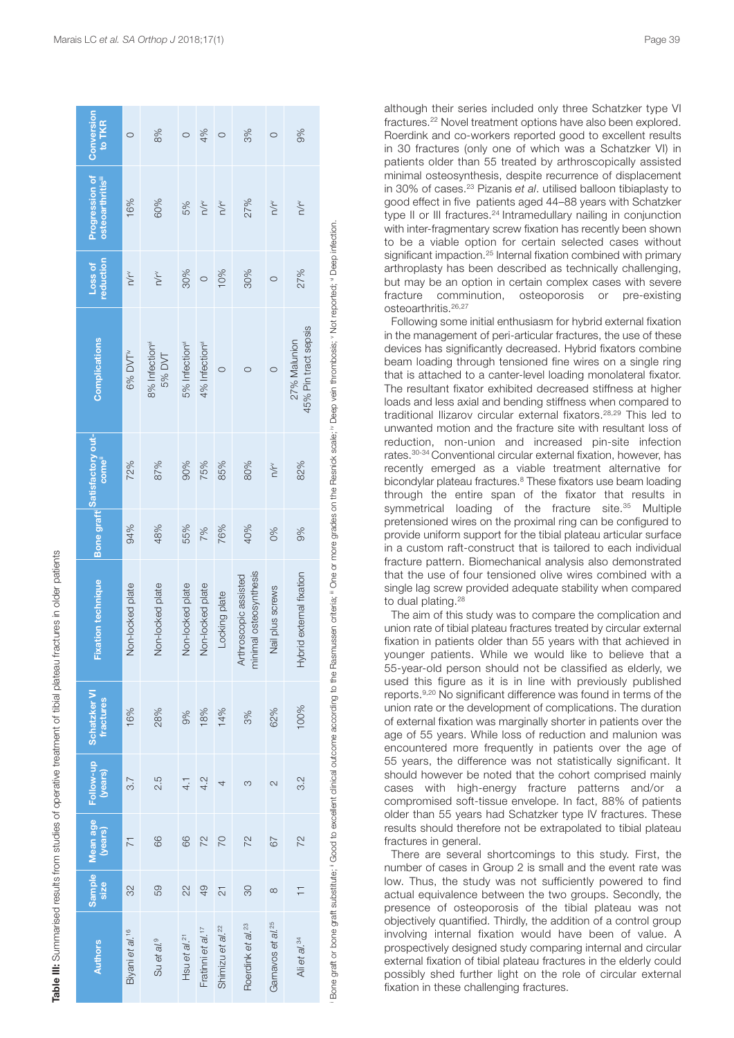**Table III:** Summarised results from studies of operative treatment of tibial plateau fractures in older patients

| Authors | Sample size | Mean age (years) | Follow-up (years) | Schatzker VI fractures | Fixation technique | Bone graft[i] | Satisfactory outcome[ii] | Complications | Loss of reduction | Progression of osteoarthritis[iii] | Conversion to TKR |
|---|---|---|---|---|---|---|---|---|---|---|---|
| Biyani *et al.*[16] | 32 | 71 | 3.7 | 16% | Non-locked plate | 94% | 72% | 6% DVT[iv] | n/r[v] | 16% | 0 |
| Su *et al.*[9] | 59 | 66 | 2.5 | 28% | Non-locked plate | 48% | 87% | 8% Infection[vi] 5% DVT | n/r[v] | 60% | 8% |
| Hsu *et al.*[21] | 22 | 66 | 4.1 | 9% | Non-locked plate | 55% | 90% | 5% Infection[vi] | 30% | 5% | 0 |
| Frattini *et al.*[17] | 49 | 72 | 4.2 | 18% | Non-locked plate | 7% | 75% | 4% Infection[vi] | 0 | n/r[v] | 4% |
| Shimizu *et al.*[22] | 21 | 70 | 4 | 14% | Locking plate | 76% | 85% | 0 | 10% | n/r[v] | 0 |
| Roerdink *et al.*[23] | 30 | 72 | 3 | 3% | Arthroscopic assisted minimal osteosynthesis | 40% | 80% | 0 | 30% | 27% | 3% |
| Gamavos *et al.*[25] | 8 | 67 | 2 | 62% | Nail plus screws | 0% | n/r[v] | 0 | 0 | n/r[v] | 0 |
| Ali *et al.*[34] | 11 | 72 | 3.2 | 100% | Hybrid external fixation | 9% | 82% | 27% Malunion 45% Pin tract sepsis | 27% | n/r[v] | 9% |

[i] Bone graft or bone graft substitute; [ii] Good to excellent clinical outcome according to the Rasmussen criteria; [iii] One or more grades on the Resnick scale; [iv] Deep vein thrombosis; [v] Not reported; [vi] Deep infection.

although their series included only three Schatzker type VI fractures.[22] Novel treatment options have also been explored. Roerdink and co-workers reported good to excellent results in 30 fractures (only one of which was a Schatzker VI) in patients older than 55 treated by arthroscopically assisted minimal osteosynthesis, despite recurrence of displacement in 30% of cases.[23] Pizanis *et al*. utilised balloon tibiaplasty to good effect in five patients aged 44–88 years with Schatzker type II or III fractures.[24] Intramedullary nailing in conjunction with inter-fragmentary screw fixation has recently been shown to be a viable option for certain selected cases without significant impaction.[25] Internal fixation combined with primary arthroplasty has been described as technically challenging, but may be an option in certain complex cases with severe fracture comminution, osteoporosis or pre-existing osteoarthritis.[26,27]

Following some initial enthusiasm for hybrid external fixation in the management of peri-articular fractures, the use of these devices has significantly decreased. Hybrid fixators combine beam loading through tensioned fine wires on a single ring that is attached to a canter-level loading monolateral fixator. The resultant fixator exhibited decreased stiffness at higher loads and less axial and bending stiffness when compared to traditional Ilizarov circular external fixators.[28,29] This led to unwanted motion and the fracture site with resultant loss of reduction, non-union and increased pin-site infection rates.[30-34] Conventional circular external fixation, however, has recently emerged as a viable treatment alternative for bicondylar plateau fractures.[8] These fixators use beam loading through the entire span of the fixator that results in symmetrical loading of the fracture site.[35] Multiple pretensioned wires on the proximal ring can be configured to provide uniform support for the tibial plateau articular surface in a custom raft-construct that is tailored to each individual fracture pattern. Biomechanical analysis also demonstrated that the use of four tensioned olive wires combined with a single lag screw provided adequate stability when compared to dual plating.[28]

The aim of this study was to compare the complication and union rate of tibial plateau fractures treated by circular external fixation in patients older than 55 years with that achieved in younger patients. While we would like to believe that a 55-year-old person should not be classified as elderly, we used this figure as it is in line with previously published reports.[9,20] No significant difference was found in terms of the union rate or the development of complications. The duration of external fixation was marginally shorter in patients over the age of 55 years. While loss of reduction and malunion was encountered more frequently in patients over the age of 55 years, the difference was not statistically significant. It should however be noted that the cohort comprised mainly cases with high-energy fracture patterns and/or a compromised soft-tissue envelope. In fact, 88% of patients older than 55 years had Schatzker type IV fractures. These results should therefore not be extrapolated to tibial plateau fractures in general.

There are several shortcomings to this study. First, the number of cases in Group 2 is small and the event rate was low. Thus, the study was not sufficiently powered to find actual equivalence between the two groups. Secondly, the presence of osteoporosis of the tibial plateau was not objectively quantified. Thirdly, the addition of a control group involving internal fixation would have been of value. A prospectively designed study comparing internal and circular external fixation of tibial plateau fractures in the elderly could possibly shed further light on the role of circular external fixation in these challenging fractures.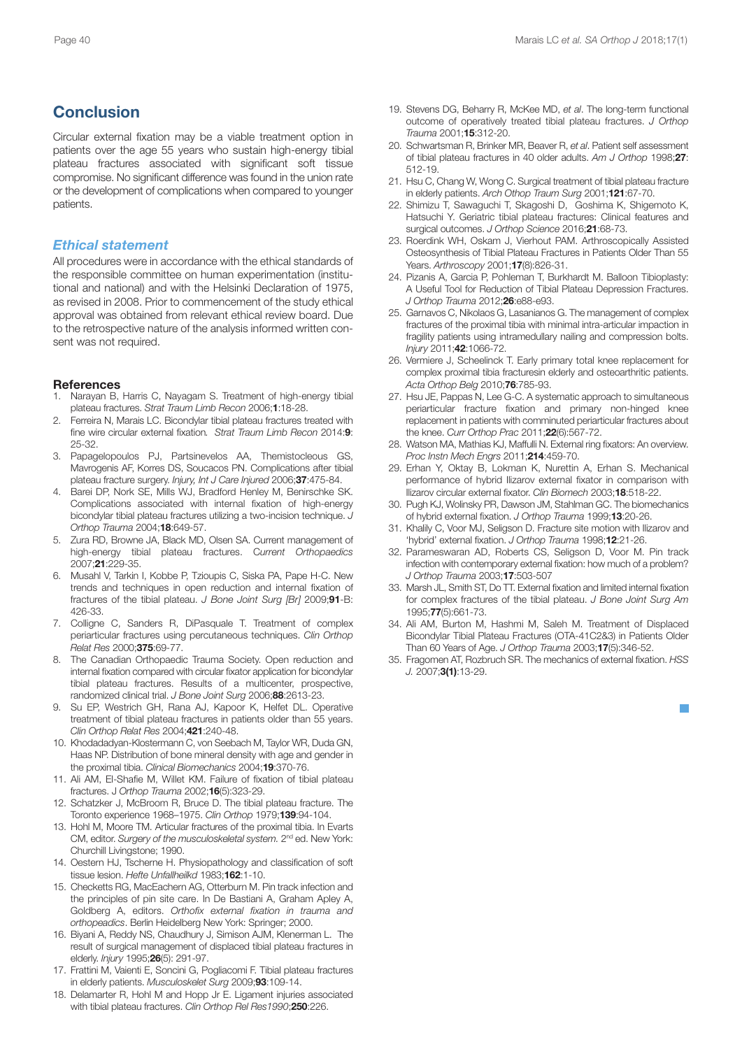## Conclusion

Circular external fixation may be a viable treatment option in patients over the age 55 years who sustain high-energy tibial plateau fractures associated with significant soft tissue compromise. No significant difference was found in the union rate or the development of complications when compared to younger patients.

### *Ethical statement*

All procedures were in accordance with the ethical standards of the responsible committee on human experimentation (institutional and national) and with the Helsinki Declaration of 1975, as revised in 2008. Prior to commencement of the study ethical approval was obtained from relevant ethical review board. Due to the retrospective nature of the analysis informed written consent was not required.

### References

1. Narayan B, Harris C, Nayagam S. Treatment of high-energy tibial plateau fractures. *Strat Traum Limb Recon* 2006;**1**:18-28.
2. Ferreira N, Marais LC. Bicondylar tibial plateau fractures treated with fine wire circular external fixation. *Strat Traum Limb Recon* 2014:**9**: 25-32.
3. Papagelopoulos PJ, Partsinevelos AA, Themistocleous GS, Mavrogenis AF, Korres DS, Soucacos PN. Complications after tibial plateau fracture surgery. *Injury, Int J Care Injured* 2006;**37**:475-84.
4. Barei DP, Nork SE, Mills WJ, Bradford Henley M, Benirschke SK. Complications associated with internal fixation of high-energy bicondylar tibial plateau fractures utilizing a two-incision technique. *J Orthop Trauma* 2004;**18**:649-57.
5. Zura RD, Browne JA, Black MD, Olsen SA. Current management of high-energy tibial plateau fractures. *Current Orthopaedics* 2007;**21**:229-35.
6. Musahl V, Tarkin I, Kobbe P, Tzioupis C, Siska PA, Pape H-C. New trends and techniques in open reduction and internal fixation of fractures of the tibial plateau. *J Bone Joint Surg [Br]* 2009;**91**-B: 426-33.
7. Colligne C, Sanders R, DiPasquale T. Treatment of complex periarticular fractures using percutaneous techniques. *Clin Orthop Relat Res* 2000;**375**:69-77.
8. The Canadian Orthopaedic Trauma Society. Open reduction and internal fixation compared with circular fixator application for bicondylar tibial plateau fractures. Results of a multicenter, prospective, randomized clinical trial. *J Bone Joint Surg* 2006;**88**:2613-23.
9. Su EP, Westrich GH, Rana AJ, Kapoor K, Helfet DL. Operative treatment of tibial plateau fractures in patients older than 55 years. *Clin Orthop Relat Res* 2004;**421**:240-48.
10. Khodadadyan-Klostermann C, von Seebach M, Taylor WR, Duda GN, Haas NP. Distribution of bone mineral density with age and gender in the proximal tibia. *Clinical Biomechanics* 2004;**19**:370-76.
11. Ali AM, El-Shafie M, Willet KM. Failure of fixation of tibial plateau fractures. J *Orthop Trauma* 2002;**16**(5):323-29.
12. Schatzker J, McBroom R, Bruce D. The tibial plateau fracture. The Toronto experience 1968–1975. *Clin Orthop* 1979;**139**:94-104.
13. Hohl M, Moore TM. Articular fractures of the proximal tibia. In Evarts CM, editor. *Surgery of the musculoskeletal system*. 2nd ed. New York: Churchill Livingstone; 1990.
14. Oestern HJ, Tscherne H. Physiopathology and classification of soft tissue lesion. *Hefte Unfallheilkd* 1983;**162**:1-10.
15. Checketts RG, MacEachern AG, Otterburn M. Pin track infection and the principles of pin site care. In De Bastiani A, Graham Apley A, Goldberg A, editors. *Orthofix external fixation in trauma and orthopeadics*. Berlin Heidelberg New York: Springer; 2000.
16. Biyani A, Reddy NS, Chaudhury J, Simison AJM, Klenerman L. The result of surgical management of displaced tibial plateau fractures in elderly. *Injury* 1995;**26**(5): 291-97.
17. Frattini M, Vaienti E, Soncini G, Pogliacomi F. Tibial plateau fractures in elderly patients. *Musculoskelet Surg* 2009;**93**:109-14.
18. Delamarter R, Hohl M and Hopp Jr E. Ligament injuries associated with tibial plateau fractures. *Clin Orthop Rel Res1990*;**250**:226.
19. Stevens DG, Beharry R, McKee MD, *et al*. The long-term functional outcome of operatively treated tibial plateau fractures. *J Orthop Trauma* 2001;**15**:312-20.
20. Schwartsman R, Brinker MR, Beaver R, *et al*. Patient self assessment of tibial plateau fractures in 40 older adults. *Am J Orthop* 1998;**27**: 512-19.
21. Hsu C, Chang W, Wong C. Surgical treatment of tibial plateau fracture in elderly patients. *Arch Othop Traum Surg* 2001;**121**:67-70.
22. Shimizu T, Sawaguchi T, Skagoshi D, Goshima K, Shigemoto K, Hatsuchi Y. Geriatric tibial plateau fractures: Clinical features and surgical outcomes. *J Orthop Science* 2016;**21**:68-73.
23. Roerdink WH, Oskam J, Vierhout PAM. Arthroscopically Assisted Osteosynthesis of Tibial Plateau Fractures in Patients Older Than 55 Years. *Arthroscopy* 2001;**17**(8):826-31.
24. Pizanis A, Garcia P, Pohleman T, Burkhardt M. Balloon Tibioplasty: A Useful Tool for Reduction of Tibial Plateau Depression Fractures. *J Orthop Trauma* 2012;**26**:e88-e93.
25. Garnavos C, Nikolaos G, Lasanianos G. The management of complex fractures of the proximal tibia with minimal intra-articular impaction in fragility patients using intramedullary nailing and compression bolts. *Injury* 2011;**42**:1066-72.
26. Vermiere J, Scheelinck T. Early primary total knee replacement for complex proximal tibia fracturesin elderly and osteoarthritic patients. *Acta Orthop Belg* 2010;**76**:785-93.
27. Hsu JE, Pappas N, Lee G-C. A systematic approach to simultaneous periarticular fracture fixation and primary non-hinged knee replacement in patients with comminuted periarticular fractures about the knee. *Curr Orthop Prac* 2011;**22**(6):567-72.
28. Watson MA, Mathias KJ, Maffulli N. External ring fixators: An overview. *Proc Instn Mech Engrs* 2011;**214**:459-70.
29. Erhan Y, Oktay B, Lokman K, Nurettin A, Erhan S. Mechanical performance of hybrid Ilizarov external fixator in comparison with Ilizarov circular external fixator. *Clin Biomech* 2003;**18**:518-22.
30. Pugh KJ, Wolinsky PR, Dawson JM, Stahlman GC. The biomechanics of hybrid external fixation. *J Orthop Trauma* 1999;**13**:20-26.
31. Khalily C, Voor MJ, Seligson D. Fracture site motion with Ilizarov and 'hybrid' external fixation. *J Orthop Trauma* 1998;**12**:21-26.
32. Parameswaran AD, Roberts CS, Seligson D, Voor M. Pin track infection with contemporary external fixation: how much of a problem? *J Orthop Trauma* 2003;**17**:503-507
33. Marsh JL, Smith ST, Do TT. External fixation and limited internal fixation for complex fractures of the tibial plateau. *J Bone Joint Surg Am* 1995;**77**(5):661-73.
34. Ali AM, Burton M, Hashmi M, Saleh M. Treatment of Displaced Bicondylar Tibial Plateau Fractures (OTA-41C2&3) in Patients Older Than 60 Years of Age. *J Orthop Trauma* 2003;**17**(5):346-52.
35. Fragomen AT, Rozbruch SR. The mechanics of external fixation. *HSS J.* 2007;**3(1)**:13-29.